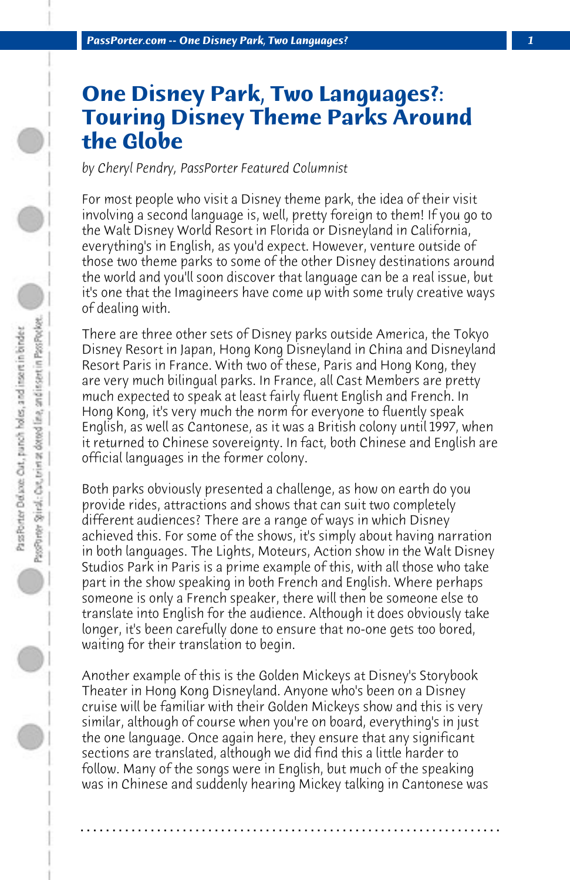# One Disney Park, Two Languages?: Touring Disney Theme Parks Around the Globe

*by Cheryl Pendry, PassPorter Featured Columnist*

For most people who visit a Disney theme park, the idea of their visit involving a second language is, well, pretty foreign to them! If you go to the Walt Disney World Resort in Florida or Disneyland in California, everything's in English, as you'd expect. However, venture outside of those two theme parks to some of the other Disney destinations around the world and you'll soon discover that language can be a real issue, but it's one that the Imagineers have come up with some truly creative ways of dealing with.

There are three other sets of Disney parks outside America, the Tokyo Disney Resort in Japan, Hong Kong Disneyland in China and Disneyland Resort Paris in France. With two of these, Paris and Hong Kong, they are very much bilingual parks. In France, all Cast Members are pretty much expected to speak at least fairly fluent English and French. In Hong Kong, it's very much the norm for everyone to fluently speak English, as well as Cantonese, as it was a British colony until 1997, when it returned to Chinese sovereignty. In fact, both Chinese and English are official languages in the former colony.

Both parks obviously presented a challenge, as how on earth do you provide rides, attractions and shows that can suit two completely different audiences? There are a range of ways in which Disney achieved this. For some of the shows, it's simply about having narration in both languages. The Lights, Moteurs, Action show in the Walt Disney Studios Park in Paris is a prime example of this, with all those who take part in the show speaking in both French and English. Where perhaps someone is only a French speaker, there will then be someone else to translate into English for the audience. Although it does obviously take longer, it's been carefully done to ensure that no-one gets too bored, waiting for their translation to begin.

Another example of this is the Golden Mickeys at Disney's Storybook Theater in Hong Kong Disneyland. Anyone who's been on a Disney cruise will be familiar with their Golden Mickeys show and this is very similar, although of course when you're on board, everything's in just the one language. Once again here, they ensure that any significant sections are translated, although we did find this a little harder to follow. Many of the songs were in English, but much of the speaking was in Chinese and suddenly hearing Mickey talking in Cantonese was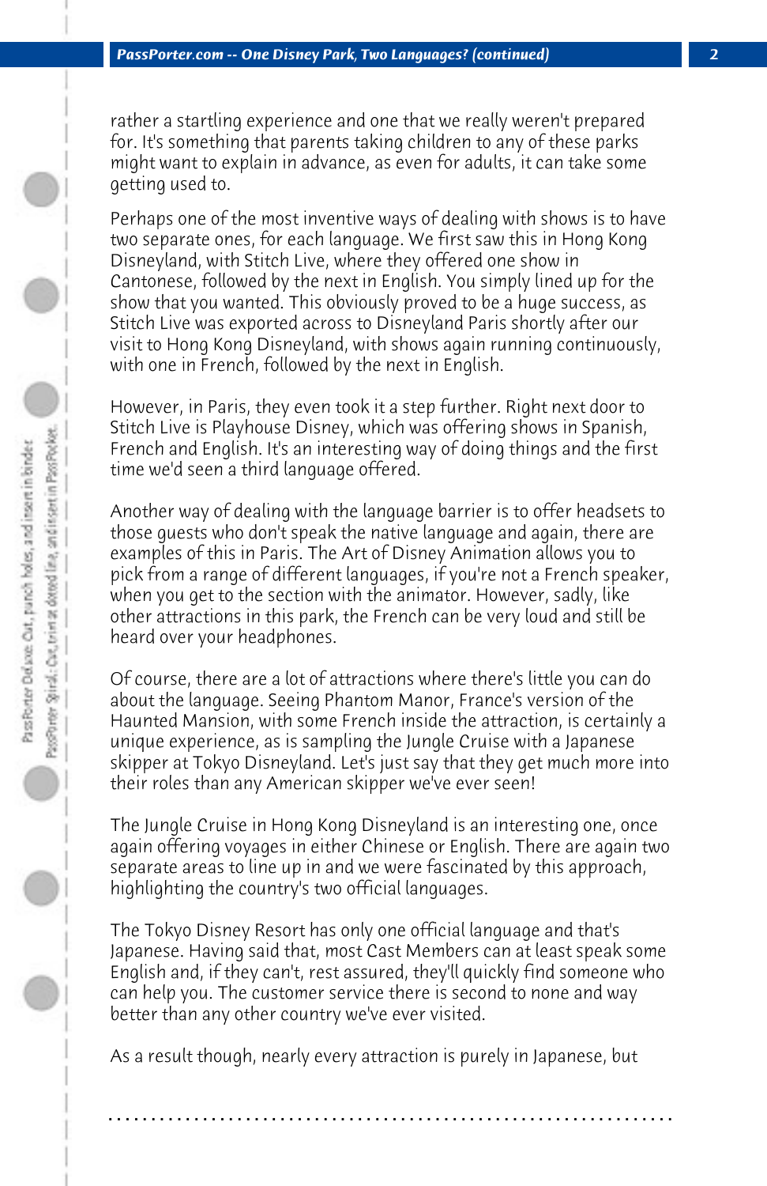rather a startling experience and one that we really weren't prepared for. It's something that parents taking children to any of these parks might want to explain in advance, as even for adults, it can take some getting used to.

Perhaps one of the most inventive ways of dealing with shows is to have two separate ones, for each language. We first saw this in Hong Kong Disneyland, with Stitch Live, where they offered one show in Cantonese, followed by the next in English. You simply lined up for the show that you wanted. This obviously proved to be a huge success, as Stitch Live was exported across to Disneyland Paris shortly after our visit to Hong Kong Disneyland, with shows again running continuously, with one in French, followed by the next in English.

However, in Paris, they even took it a step further. Right next door to Stitch Live is Playhouse Disney, which was offering shows in Spanish, French and English. It's an interesting way of doing things and the first time we'd seen a third language offered.

Another way of dealing with the language barrier is to offer headsets to those guests who don't speak the native language and again, there are examples of this in Paris. The Art of Disney Animation allows you to pick from a range of different languages, if you're not a French speaker, when you get to the section with the animator. However, sadly, like other attractions in this park, the French can be very loud and still be heard over your headphones.

Of course, there are a lot of attractions where there's little you can do about the language. Seeing Phantom Manor, France's version of the Haunted Mansion, with some French inside the attraction, is certainly a unique experience, as is sampling the Jungle Cruise with a Japanese skipper at Tokyo Disneyland. Let's just say that they get much more into their roles than any American skipper we've ever seen!

The Jungle Cruise in Hong Kong Disneyland is an interesting one, once again offering voyages in either Chinese or English. There are again two separate areas to line up in and we were fascinated by this approach, highlighting the country's two official languages.

The Tokyo Disney Resort has only one official language and that's Japanese. Having said that, most Cast Members can at least speak some English and, if they can't, rest assured, they'll quickly find someone who can help you. The customer service there is second to none and way better than any other country we've ever visited.

As a result though, nearly every attraction is purely in Japanese, but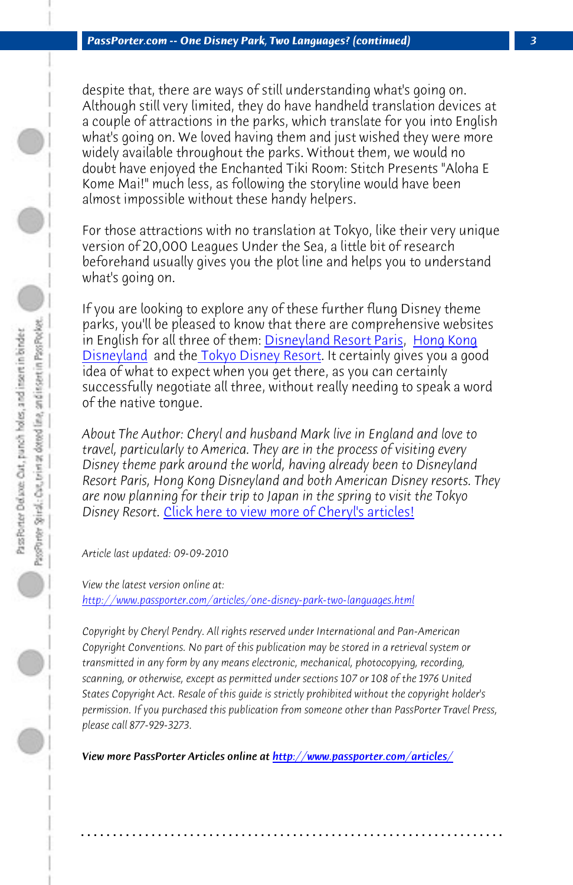despite that, there are ways of still understanding what's going on. Although still very limited, they do have handheld translation devices at a couple of attractions in the parks, which translate for you into English what's going on. We loved having them and just wished they were more widely available throughout the parks. Without them, we would no doubt have enjoyed the Enchanted Tiki Room: Stitch Presents "Aloha E Kome Mai!" much less, as following the storyline would have been almost impossible without these handy helpers.

For those attractions with no translation at Tokyo, like their very unique version of 20,000 Leagues Under the Sea, a little bit of research beforehand usually gives you the plot line and helps you to understand what's going on.

If you are looking to explore any of these further flung Disney theme parks, you'll be pleased to know that there are comprehensive websites in English for all three of them: Disneyland Resort Paris, Hong Kong Disneyland and the Tokyo Disney Resort. It certainly gives you a good idea of what to expect when you get there, as you can certainly successfully negotiate all three, without really needing to speak a word of the native tongue.

*About The Author: Cheryl and husband Mark live in England and love to travel, particularly to America. They are in the process of visiting every Disney theme park around the world, having already been to Disneyland Resort Paris, Hong Kong Disneyland and both American Disney resorts. They are now planning for their trip to Japan in the spring to visit the Tokyo Disney Resort.* Click here to view more of Cheryl's articles!

*Article last updated: 09-09-2010*

*View the latest version online at:*
*http://www.passporter.com/articles/one-disney-park-two-languages.html*

*Copyright by Cheryl Pendry. All rights reserved under International and Pan-American Copyright Conventions. No part of this publication may be stored in a retrieval system or transmitted in any form by any means electronic, mechanical, photocopying, recording, scanning, or otherwise, except as permitted under sections 107 or 108 of the 1976 United States Copyright Act. Resale of this guide is strictly prohibited without the copyright holder's permission. If you purchased this publication from someone other than PassPorter Travel Press, please call 877-929-3273.*

***View more PassPorter Articles online at http://www.passporter.com/articles/***